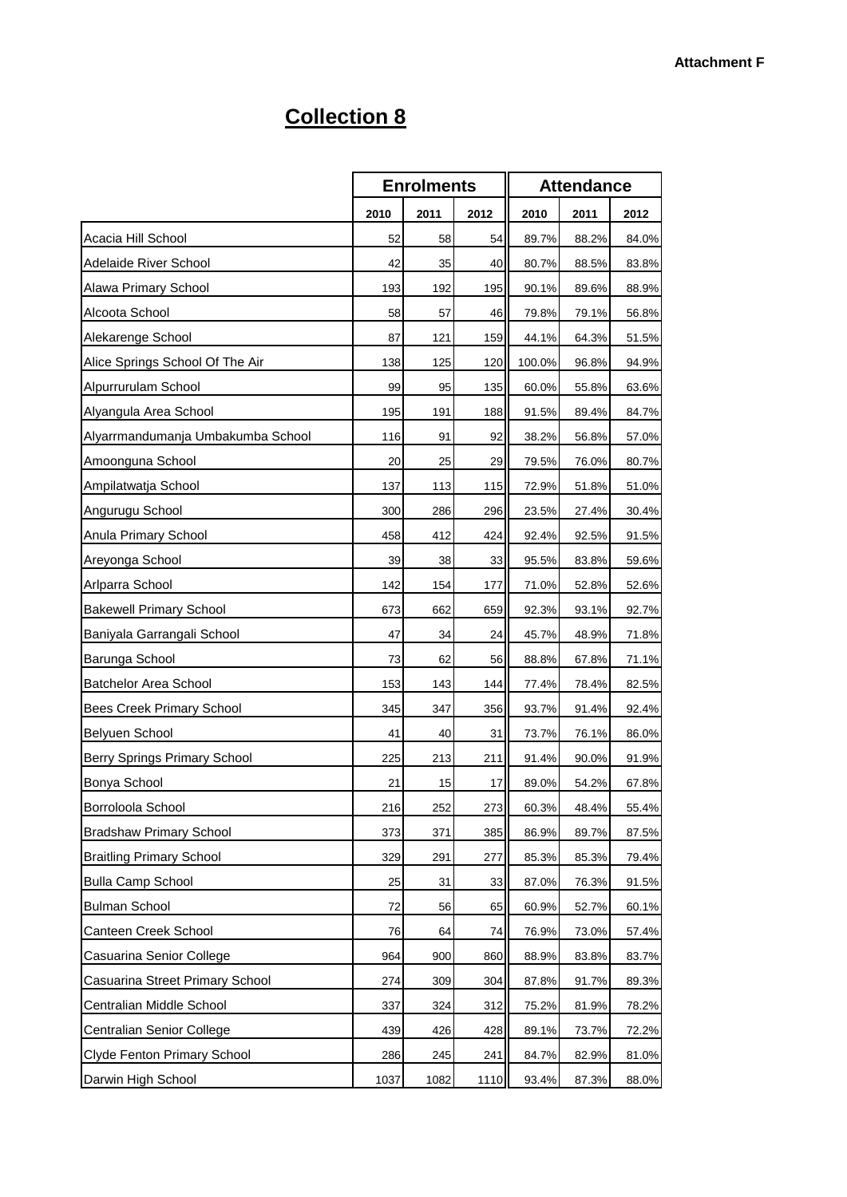**Attachment F**

# Collection 8

| | Enrolments | | | Attendance | | |
|---|---|---|---|---|---|---|
| | 2010 | 2011 | 2012 | 2010 | 2011 | 2012 |
| Acacia Hill School | 52 | 58 | 54 | 89.7% | 88.2% | 84.0% |
| Adelaide River School | 42 | 35 | 40 | 80.7% | 88.5% | 83.8% |
| Alawa Primary School | 193 | 192 | 195 | 90.1% | 89.6% | 88.9% |
| Alcoota School | 58 | 57 | 46 | 79.8% | 79.1% | 56.8% |
| Alekarenge School | 87 | 121 | 159 | 44.1% | 64.3% | 51.5% |
| Alice Springs School Of The Air | 138 | 125 | 120 | 100.0% | 96.8% | 94.9% |
| Alpurrurulam School | 99 | 95 | 135 | 60.0% | 55.8% | 63.6% |
| Alyangula Area School | 195 | 191 | 188 | 91.5% | 89.4% | 84.7% |
| Alyarrmandumanja Umbakumba School | 116 | 91 | 92 | 38.2% | 56.8% | 57.0% |
| Amoonguna School | 20 | 25 | 29 | 79.5% | 76.0% | 80.7% |
| Ampilatwatja School | 137 | 113 | 115 | 72.9% | 51.8% | 51.0% |
| Angurugu School | 300 | 286 | 296 | 23.5% | 27.4% | 30.4% |
| Anula Primary School | 458 | 412 | 424 | 92.4% | 92.5% | 91.5% |
| Areyonga School | 39 | 38 | 33 | 95.5% | 83.8% | 59.6% |
| Arlparra School | 142 | 154 | 177 | 71.0% | 52.8% | 52.6% |
| Bakewell Primary School | 673 | 662 | 659 | 92.3% | 93.1% | 92.7% |
| Baniyala Garrangali School | 47 | 34 | 24 | 45.7% | 48.9% | 71.8% |
| Barunga School | 73 | 62 | 56 | 88.8% | 67.8% | 71.1% |
| Batchelor Area School | 153 | 143 | 144 | 77.4% | 78.4% | 82.5% |
| Bees Creek Primary School | 345 | 347 | 356 | 93.7% | 91.4% | 92.4% |
| Belyuen School | 41 | 40 | 31 | 73.7% | 76.1% | 86.0% |
| Berry Springs Primary School | 225 | 213 | 211 | 91.4% | 90.0% | 91.9% |
| Bonya School | 21 | 15 | 17 | 89.0% | 54.2% | 67.8% |
| Borroloola School | 216 | 252 | 273 | 60.3% | 48.4% | 55.4% |
| Bradshaw Primary School | 373 | 371 | 385 | 86.9% | 89.7% | 87.5% |
| Braitling Primary School | 329 | 291 | 277 | 85.3% | 85.3% | 79.4% |
| Bulla Camp School | 25 | 31 | 33 | 87.0% | 76.3% | 91.5% |
| Bulman School | 72 | 56 | 65 | 60.9% | 52.7% | 60.1% |
| Canteen Creek School | 76 | 64 | 74 | 76.9% | 73.0% | 57.4% |
| Casuarina Senior College | 964 | 900 | 860 | 88.9% | 83.8% | 83.7% |
| Casuarina Street Primary School | 274 | 309 | 304 | 87.8% | 91.7% | 89.3% |
| Centralian Middle School | 337 | 324 | 312 | 75.2% | 81.9% | 78.2% |
| Centralian Senior College | 439 | 426 | 428 | 89.1% | 73.7% | 72.2% |
| Clyde Fenton Primary School | 286 | 245 | 241 | 84.7% | 82.9% | 81.0% |
| Darwin High School | 1037 | 1082 | 1110 | 93.4% | 87.3% | 88.0% |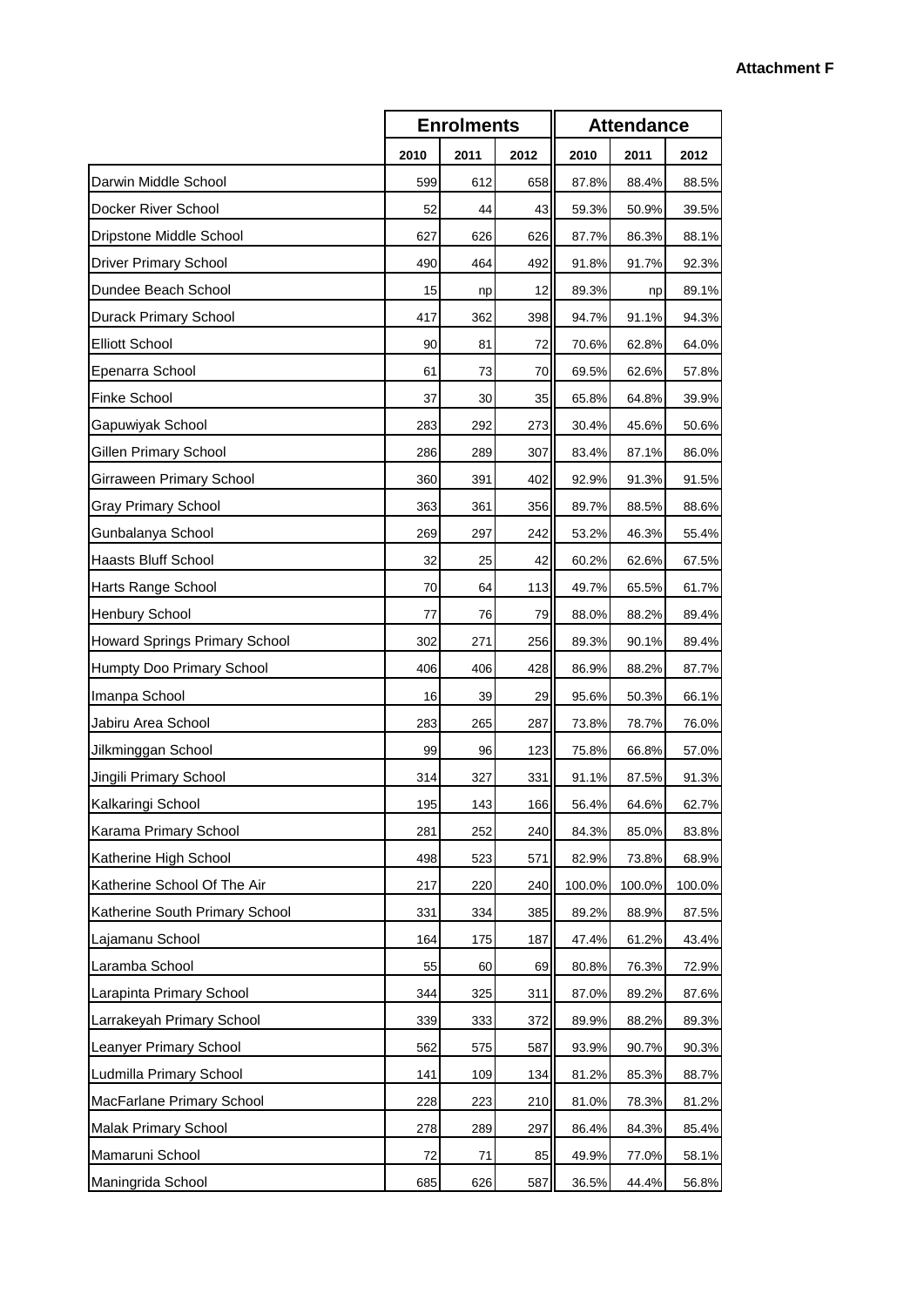**Attachment F**

| | Enrolments | | | Attendance | | |
|---|---|---|---|---|---|---|
| | 2010 | 2011 | 2012 | 2010 | 2011 | 2012 |
| Darwin Middle School | 599 | 612 | 658 | 87.8% | 88.4% | 88.5% |
| Docker River School | 52 | 44 | 43 | 59.3% | 50.9% | 39.5% |
| Dripstone Middle School | 627 | 626 | 626 | 87.7% | 86.3% | 88.1% |
| Driver Primary School | 490 | 464 | 492 | 91.8% | 91.7% | 92.3% |
| Dundee Beach School | 15 | np | 12 | 89.3% | np | 89.1% |
| Durack Primary School | 417 | 362 | 398 | 94.7% | 91.1% | 94.3% |
| Elliott School | 90 | 81 | 72 | 70.6% | 62.8% | 64.0% |
| Epenarra School | 61 | 73 | 70 | 69.5% | 62.6% | 57.8% |
| Finke School | 37 | 30 | 35 | 65.8% | 64.8% | 39.9% |
| Gapuwiyak School | 283 | 292 | 273 | 30.4% | 45.6% | 50.6% |
| Gillen Primary School | 286 | 289 | 307 | 83.4% | 87.1% | 86.0% |
| Girraween Primary School | 360 | 391 | 402 | 92.9% | 91.3% | 91.5% |
| Gray Primary School | 363 | 361 | 356 | 89.7% | 88.5% | 88.6% |
| Gunbalanya School | 269 | 297 | 242 | 53.2% | 46.3% | 55.4% |
| Haasts Bluff School | 32 | 25 | 42 | 60.2% | 62.6% | 67.5% |
| Harts Range School | 70 | 64 | 113 | 49.7% | 65.5% | 61.7% |
| Henbury School | 77 | 76 | 79 | 88.0% | 88.2% | 89.4% |
| Howard Springs Primary School | 302 | 271 | 256 | 89.3% | 90.1% | 89.4% |
| Humpty Doo Primary School | 406 | 406 | 428 | 86.9% | 88.2% | 87.7% |
| Imanpa School | 16 | 39 | 29 | 95.6% | 50.3% | 66.1% |
| Jabiru Area School | 283 | 265 | 287 | 73.8% | 78.7% | 76.0% |
| Jilkminggan School | 99 | 96 | 123 | 75.8% | 66.8% | 57.0% |
| Jingili Primary School | 314 | 327 | 331 | 91.1% | 87.5% | 91.3% |
| Kalkaringi School | 195 | 143 | 166 | 56.4% | 64.6% | 62.7% |
| Karama Primary School | 281 | 252 | 240 | 84.3% | 85.0% | 83.8% |
| Katherine High School | 498 | 523 | 571 | 82.9% | 73.8% | 68.9% |
| Katherine School Of The Air | 217 | 220 | 240 | 100.0% | 100.0% | 100.0% |
| Katherine South Primary School | 331 | 334 | 385 | 89.2% | 88.9% | 87.5% |
| Lajamanu School | 164 | 175 | 187 | 47.4% | 61.2% | 43.4% |
| Laramba School | 55 | 60 | 69 | 80.8% | 76.3% | 72.9% |
| Larapinta Primary School | 344 | 325 | 311 | 87.0% | 89.2% | 87.6% |
| Larrakeyah Primary School | 339 | 333 | 372 | 89.9% | 88.2% | 89.3% |
| Leanyer Primary School | 562 | 575 | 587 | 93.9% | 90.7% | 90.3% |
| Ludmilla Primary School | 141 | 109 | 134 | 81.2% | 85.3% | 88.7% |
| MacFarlane Primary School | 228 | 223 | 210 | 81.0% | 78.3% | 81.2% |
| Malak Primary School | 278 | 289 | 297 | 86.4% | 84.3% | 85.4% |
| Mamaruni School | 72 | 71 | 85 | 49.9% | 77.0% | 58.1% |
| Maningrida School | 685 | 626 | 587 | 36.5% | 44.4% | 56.8% |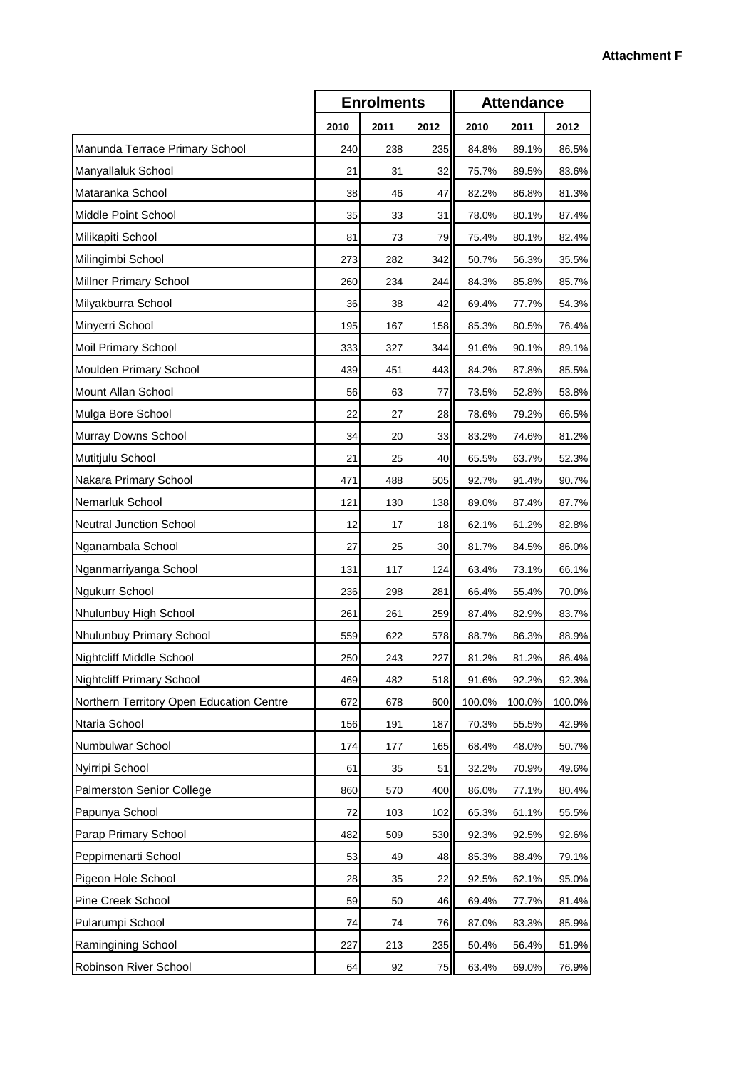**Attachment F**

| | Enrolments | | | Attendance | | |
|---|---|---|---|---|---|---|
| | 2010 | 2011 | 2012 | 2010 | 2011 | 2012 |
| Manunda Terrace Primary School | 240 | 238 | 235 | 84.8% | 89.1% | 86.5% |
| Manyallaluk School | 21 | 31 | 32 | 75.7% | 89.5% | 83.6% |
| Mataranka School | 38 | 46 | 47 | 82.2% | 86.8% | 81.3% |
| Middle Point School | 35 | 33 | 31 | 78.0% | 80.1% | 87.4% |
| Milikapiti School | 81 | 73 | 79 | 75.4% | 80.1% | 82.4% |
| Milingimbi School | 273 | 282 | 342 | 50.7% | 56.3% | 35.5% |
| Millner Primary School | 260 | 234 | 244 | 84.3% | 85.8% | 85.7% |
| Milyakburra School | 36 | 38 | 42 | 69.4% | 77.7% | 54.3% |
| Minyerri School | 195 | 167 | 158 | 85.3% | 80.5% | 76.4% |
| Moil Primary School | 333 | 327 | 344 | 91.6% | 90.1% | 89.1% |
| Moulden Primary School | 439 | 451 | 443 | 84.2% | 87.8% | 85.5% |
| Mount Allan School | 56 | 63 | 77 | 73.5% | 52.8% | 53.8% |
| Mulga Bore School | 22 | 27 | 28 | 78.6% | 79.2% | 66.5% |
| Murray Downs School | 34 | 20 | 33 | 83.2% | 74.6% | 81.2% |
| Mutitjulu School | 21 | 25 | 40 | 65.5% | 63.7% | 52.3% |
| Nakara Primary School | 471 | 488 | 505 | 92.7% | 91.4% | 90.7% |
| Nemarluk School | 121 | 130 | 138 | 89.0% | 87.4% | 87.7% |
| Neutral Junction School | 12 | 17 | 18 | 62.1% | 61.2% | 82.8% |
| Nganambala School | 27 | 25 | 30 | 81.7% | 84.5% | 86.0% |
| Nganmarriyanga School | 131 | 117 | 124 | 63.4% | 73.1% | 66.1% |
| Ngukurr School | 236 | 298 | 281 | 66.4% | 55.4% | 70.0% |
| Nhulunbuy High School | 261 | 261 | 259 | 87.4% | 82.9% | 83.7% |
| Nhulunbuy Primary School | 559 | 622 | 578 | 88.7% | 86.3% | 88.9% |
| Nightcliff Middle School | 250 | 243 | 227 | 81.2% | 81.2% | 86.4% |
| Nightcliff Primary School | 469 | 482 | 518 | 91.6% | 92.2% | 92.3% |
| Northern Territory Open Education Centre | 672 | 678 | 600 | 100.0% | 100.0% | 100.0% |
| Ntaria School | 156 | 191 | 187 | 70.3% | 55.5% | 42.9% |
| Numbulwar School | 174 | 177 | 165 | 68.4% | 48.0% | 50.7% |
| Nyirripi School | 61 | 35 | 51 | 32.2% | 70.9% | 49.6% |
| Palmerston Senior College | 860 | 570 | 400 | 86.0% | 77.1% | 80.4% |
| Papunya School | 72 | 103 | 102 | 65.3% | 61.1% | 55.5% |
| Parap Primary School | 482 | 509 | 530 | 92.3% | 92.5% | 92.6% |
| Peppimenarti School | 53 | 49 | 48 | 85.3% | 88.4% | 79.1% |
| Pigeon Hole School | 28 | 35 | 22 | 92.5% | 62.1% | 95.0% |
| Pine Creek School | 59 | 50 | 46 | 69.4% | 77.7% | 81.4% |
| Pularumpi School | 74 | 74 | 76 | 87.0% | 83.3% | 85.9% |
| Ramingining School | 227 | 213 | 235 | 50.4% | 56.4% | 51.9% |
| Robinson River School | 64 | 92 | 75 | 63.4% | 69.0% | 76.9% |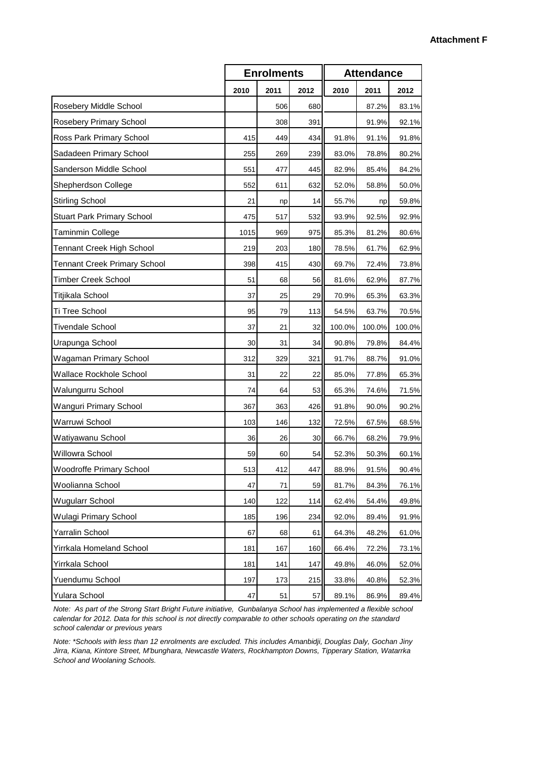**Attachment F**

| | Enrolments | | | Attendance | | |
|---|---|---|---|---|---|---|
| | 2010 | 2011 | 2012 | 2010 | 2011 | 2012 |
| Rosebery Middle School | | 506 | 680 | | 87.2% | 83.1% |
| Rosebery Primary School | | 308 | 391 | | 91.9% | 92.1% |
| Ross Park Primary School | 415 | 449 | 434 | 91.8% | 91.1% | 91.8% |
| Sadadeen Primary School | 255 | 269 | 239 | 83.0% | 78.8% | 80.2% |
| Sanderson Middle School | 551 | 477 | 445 | 82.9% | 85.4% | 84.2% |
| Shepherdson College | 552 | 611 | 632 | 52.0% | 58.8% | 50.0% |
| Stirling School | 21 | np | 14 | 55.7% | np | 59.8% |
| Stuart Park Primary School | 475 | 517 | 532 | 93.9% | 92.5% | 92.9% |
| Taminmin College | 1015 | 969 | 975 | 85.3% | 81.2% | 80.6% |
| Tennant Creek High School | 219 | 203 | 180 | 78.5% | 61.7% | 62.9% |
| Tennant Creek Primary School | 398 | 415 | 430 | 69.7% | 72.4% | 73.8% |
| Timber Creek School | 51 | 68 | 56 | 81.6% | 62.9% | 87.7% |
| Titjikala School | 37 | 25 | 29 | 70.9% | 65.3% | 63.3% |
| Ti Tree School | 95 | 79 | 113 | 54.5% | 63.7% | 70.5% |
| Tivendale School | 37 | 21 | 32 | 100.0% | 100.0% | 100.0% |
| Urapunga School | 30 | 31 | 34 | 90.8% | 79.8% | 84.4% |
| Wagaman Primary School | 312 | 329 | 321 | 91.7% | 88.7% | 91.0% |
| Wallace Rockhole School | 31 | 22 | 22 | 85.0% | 77.8% | 65.3% |
| Walungurru School | 74 | 64 | 53 | 65.3% | 74.6% | 71.5% |
| Wanguri Primary School | 367 | 363 | 426 | 91.8% | 90.0% | 90.2% |
| Warruwi School | 103 | 146 | 132 | 72.5% | 67.5% | 68.5% |
| Watiyawanu School | 36 | 26 | 30 | 66.7% | 68.2% | 79.9% |
| Willowra School | 59 | 60 | 54 | 52.3% | 50.3% | 60.1% |
| Woodroffe Primary School | 513 | 412 | 447 | 88.9% | 91.5% | 90.4% |
| Woolianna School | 47 | 71 | 59 | 81.7% | 84.3% | 76.1% |
| Wugularr School | 140 | 122 | 114 | 62.4% | 54.4% | 49.8% |
| Wulagi Primary School | 185 | 196 | 234 | 92.0% | 89.4% | 91.9% |
| Yarralin School | 67 | 68 | 61 | 64.3% | 48.2% | 61.0% |
| Yirrkala Homeland School | 181 | 167 | 160 | 66.4% | 72.2% | 73.1% |
| Yirrkala School | 181 | 141 | 147 | 49.8% | 46.0% | 52.0% |
| Yuendumu School | 197 | 173 | 215 | 33.8% | 40.8% | 52.3% |
| Yulara School | 47 | 51 | 57 | 89.1% | 86.9% | 89.4% |

*Note: As part of the Strong Start Bright Future initiative, Gunbalanya School has implemented a flexible school calendar for 2012. Data for this school is not directly comparable to other schools operating on the standard school calendar or previous years*

*Note: *Schools with less than 12 enrolments are excluded. This includes Amanbidji, Douglas Daly, Gochan Jiny Jirra, Kiana, Kintore Street, M'bunghara, Newcastle Waters, Rockhampton Downs, Tipperary Station, Watarrka School and Woolaning Schools.*